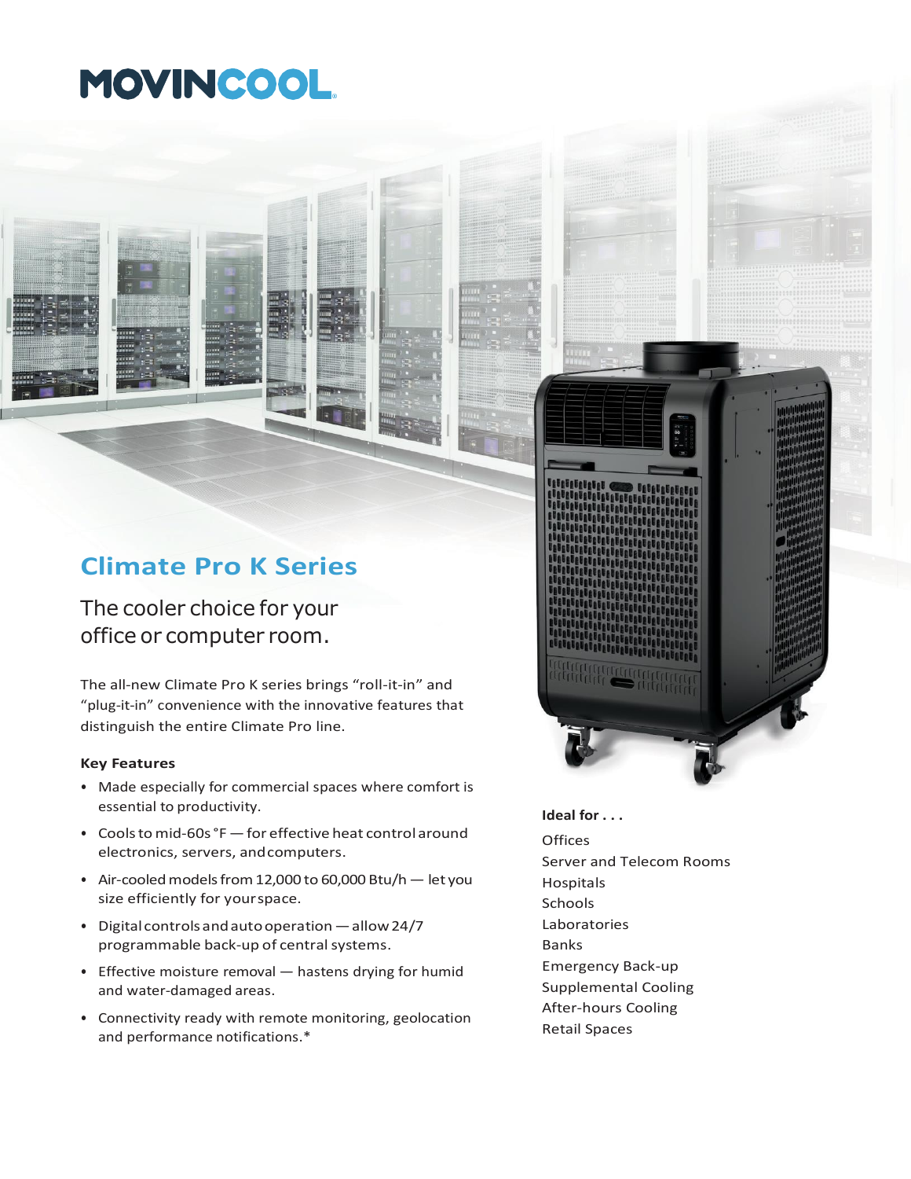# MOVINCOOL

## Climate Pro K Series

### The cooler choice for your office or computer room.

The all-new Climate Pro K series brings "roll-it-in" and "plug-it-in" convenience with the innovative features that distinguish the entire Climate Pro line.

**Key Features**

- Made especially for commercial spaces where comfort is essential to productivity.
- Cools to mid-60s °F — for effective heat control around electronics, servers, and computers.
- Air-cooled models from 12,000 to 60,000 Btu/h — let you size efficiently for your space.
- Digital controls and auto operation — allow 24/7 programmable back-up of central systems.
- Effective moisture removal — hastens drying for humid and water-damaged areas.
- Connectivity ready with remote monitoring, geolocation and performance notifications.*

**Ideal for . . .**

Offices
Server and Telecom Rooms
Hospitals
Schools
Laboratories
Banks
Emergency Back-up
Supplemental Cooling
After-hours Cooling
Retail Spaces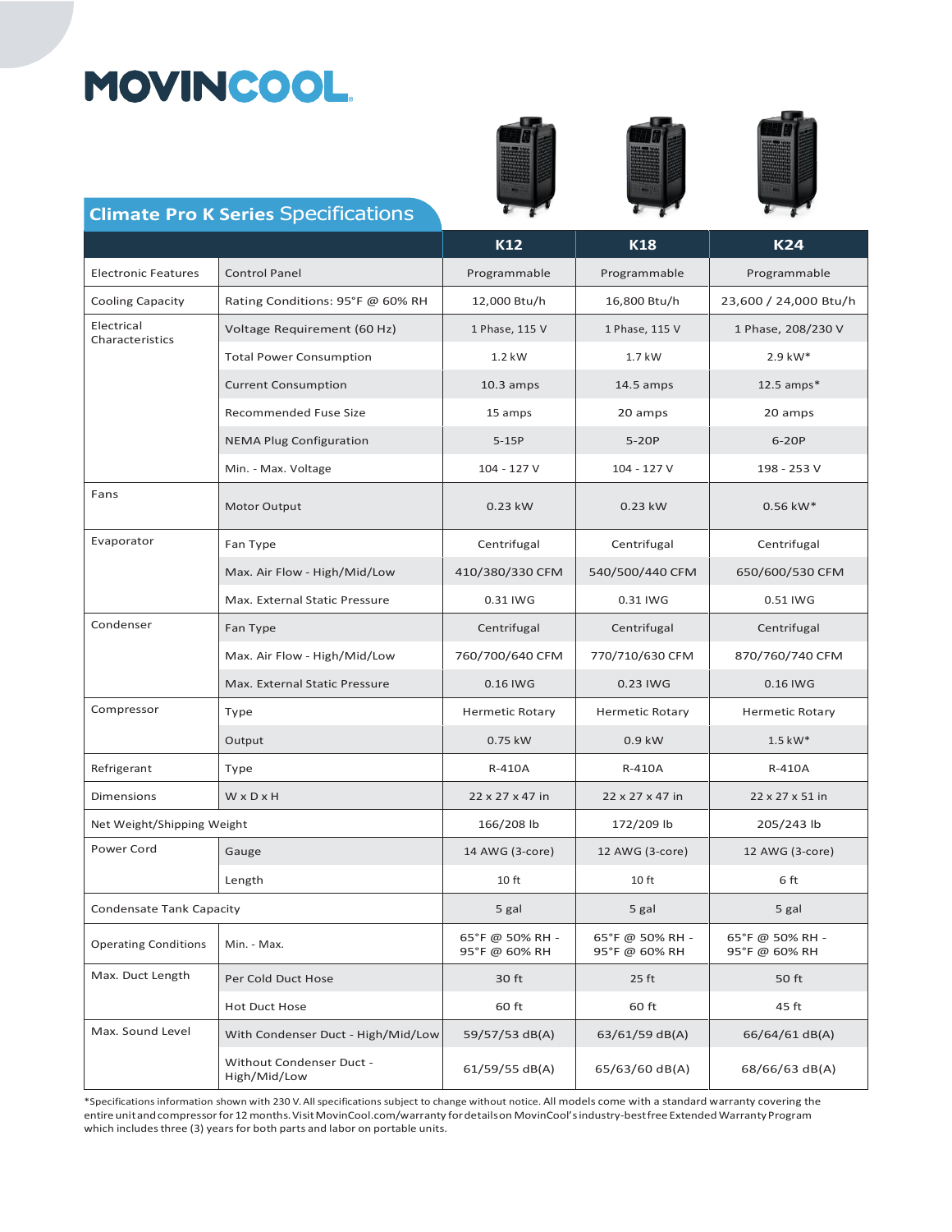# MOVINCOOL

## Climate Pro K Series Specifications

| | | K12 | K18 | K24 |
|---|---|---|---|---|
| Electronic Features | Control Panel | Programmable | Programmable | Programmable |
| Cooling Capacity | Rating Conditions: 95°F @ 60% RH | 12,000 Btu/h | 16,800 Btu/h | 23,600 / 24,000 Btu/h |
| Electrical Characteristics | Voltage Requirement (60 Hz) | 1 Phase, 115 V | 1 Phase, 115 V | 1 Phase, 208/230 V |
| | Total Power Consumption | 1.2 kW | 1.7 kW | 2.9 kW* |
| | Current Consumption | 10.3 amps | 14.5 amps | 12.5 amps* |
| | Recommended Fuse Size | 15 amps | 20 amps | 20 amps |
| | NEMA Plug Configuration | 5-15P | 5-20P | 6-20P |
| | Min. - Max. Voltage | 104 - 127 V | 104 - 127 V | 198 - 253 V |
| Fans | Motor Output | 0.23 kW | 0.23 kW | 0.56 kW* |
| Evaporator | Fan Type | Centrifugal | Centrifugal | Centrifugal |
| | Max. Air Flow - High/Mid/Low | 410/380/330 CFM | 540/500/440 CFM | 650/600/530 CFM |
| | Max. External Static Pressure | 0.31 IWG | 0.31 IWG | 0.51 IWG |
| Condenser | Fan Type | Centrifugal | Centrifugal | Centrifugal |
| | Max. Air Flow - High/Mid/Low | 760/700/640 CFM | 770/710/630 CFM | 870/760/740 CFM |
| | Max. External Static Pressure | 0.16 IWG | 0.23 IWG | 0.16 IWG |
| Compressor | Type | Hermetic Rotary | Hermetic Rotary | Hermetic Rotary |
| | Output | 0.75 kW | 0.9 kW | 1.5 kW* |
| Refrigerant | Type | R-410A | R-410A | R-410A |
| Dimensions | W x D x H | 22 x 27 x 47 in | 22 x 27 x 47 in | 22 x 27 x 51 in |
| Net Weight/Shipping Weight | | 166/208 lb | 172/209 lb | 205/243 lb |
| Power Cord | Gauge | 14 AWG (3-core) | 12 AWG (3-core) | 12 AWG (3-core) |
| | Length | 10 ft | 10 ft | 6 ft |
| Condensate Tank Capacity | | 5 gal | 5 gal | 5 gal |
| Operating Conditions | Min. - Max. | 65°F @ 50% RH - 95°F @ 60% RH | 65°F @ 50% RH - 95°F @ 60% RH | 65°F @ 50% RH - 95°F @ 60% RH |
| Max. Duct Length | Per Cold Duct Hose | 30 ft | 25 ft | 50 ft |
| | Hot Duct Hose | 60 ft | 60 ft | 45 ft |
| Max. Sound Level | With Condenser Duct - High/Mid/Low | 59/57/53 dB(A) | 63/61/59 dB(A) | 66/64/61 dB(A) |
| | Without Condenser Duct - High/Mid/Low | 61/59/55 dB(A) | 65/63/60 dB(A) | 68/66/63 dB(A) |

*Specifications information shown with 230 V. All specifications subject to change without notice. All models come with a standard warranty covering the entire unit and compressor for 12 months. Visit MovinCool.com/warranty for details on MovinCool's industry-best free Extended Warranty Program which includes three (3) years for both parts and labor on portable units.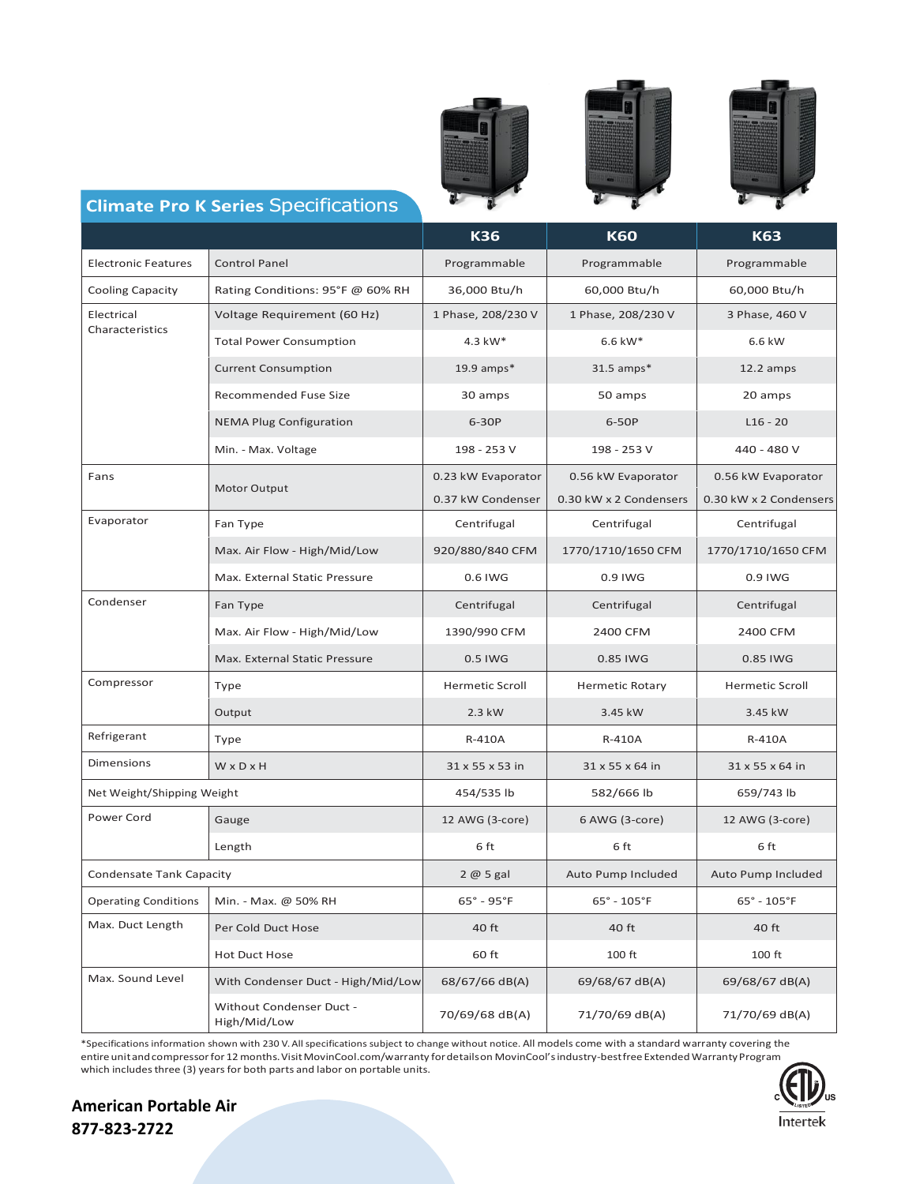## Climate Pro K Series Specifications

| | | K36 | K60 | K63 |
|---|---|---|---|---|
| Electronic Features | Control Panel | Programmable | Programmable | Programmable |
| Cooling Capacity | Rating Conditions: 95°F @ 60% RH | 36,000 Btu/h | 60,000 Btu/h | 60,000 Btu/h |
| Electrical Characteristics | Voltage Requirement (60 Hz) | 1 Phase, 208/230 V | 1 Phase, 208/230 V | 3 Phase, 460 V |
| | Total Power Consumption | 4.3 kW* | 6.6 kW* | 6.6 kW |
| | Current Consumption | 19.9 amps* | 31.5 amps* | 12.2 amps |
| | Recommended Fuse Size | 30 amps | 50 amps | 20 amps |
| | NEMA Plug Configuration | 6-30P | 6-50P | L16 - 20 |
| | Min. - Max. Voltage | 198 - 253 V | 198 - 253 V | 440 - 480 V |
| Fans | Motor Output | 0.23 kW Evaporator<br>0.37 kW Condenser | 0.56 kW Evaporator<br>0.30 kW x 2 Condensers | 0.56 kW Evaporator<br>0.30 kW x 2 Condensers |
| Evaporator | Fan Type | Centrifugal | Centrifugal | Centrifugal |
| | Max. Air Flow - High/Mid/Low | 920/880/840 CFM | 1770/1710/1650 CFM | 1770/1710/1650 CFM |
| | Max. External Static Pressure | 0.6 IWG | 0.9 IWG | 0.9 IWG |
| Condenser | Fan Type | Centrifugal | Centrifugal | Centrifugal |
| | Max. Air Flow - High/Mid/Low | 1390/990 CFM | 2400 CFM | 2400 CFM |
| | Max. External Static Pressure | 0.5 IWG | 0.85 IWG | 0.85 IWG |
| Compressor | Type | Hermetic Scroll | Hermetic Rotary | Hermetic Scroll |
| | Output | 2.3 kW | 3.45 kW | 3.45 kW |
| Refrigerant | Type | R-410A | R-410A | R-410A |
| Dimensions | W x D x H | 31 x 55 x 53 in | 31 x 55 x 64 in | 31 x 55 x 64 in |
| Net Weight/Shipping Weight | | 454/535 lb | 582/666 lb | 659/743 lb |
| Power Cord | Gauge | 12 AWG (3-core) | 6 AWG (3-core) | 12 AWG (3-core) |
| | Length | 6 ft | 6 ft | 6 ft |
| Condensate Tank Capacity | | 2 @ 5 gal | Auto Pump Included | Auto Pump Included |
| Operating Conditions | Min. - Max. @ 50% RH | 65° - 95°F | 65° - 105°F | 65° - 105°F |
| Max. Duct Length | Per Cold Duct Hose | 40 ft | 40 ft | 40 ft |
| | Hot Duct Hose | 60 ft | 100 ft | 100 ft |
| Max. Sound Level | With Condenser Duct - High/Mid/Low | 68/67/66 dB(A) | 69/68/67 dB(A) | 69/68/67 dB(A) |
| | Without Condenser Duct - High/Mid/Low | 70/69/68 dB(A) | 71/70/69 dB(A) | 71/70/69 dB(A) |

*Specifications information shown with 230 V. All specifications subject to change without notice. All models come with a standard warranty covering the entire unit and compressor for 12 months. Visit MovinCool.com/warranty for details on MovinCool's industry-best free Extended Warranty Program which includes three (3) years for both parts and labor on portable units.

**American Portable Air**
**877-823-2722**

Intertek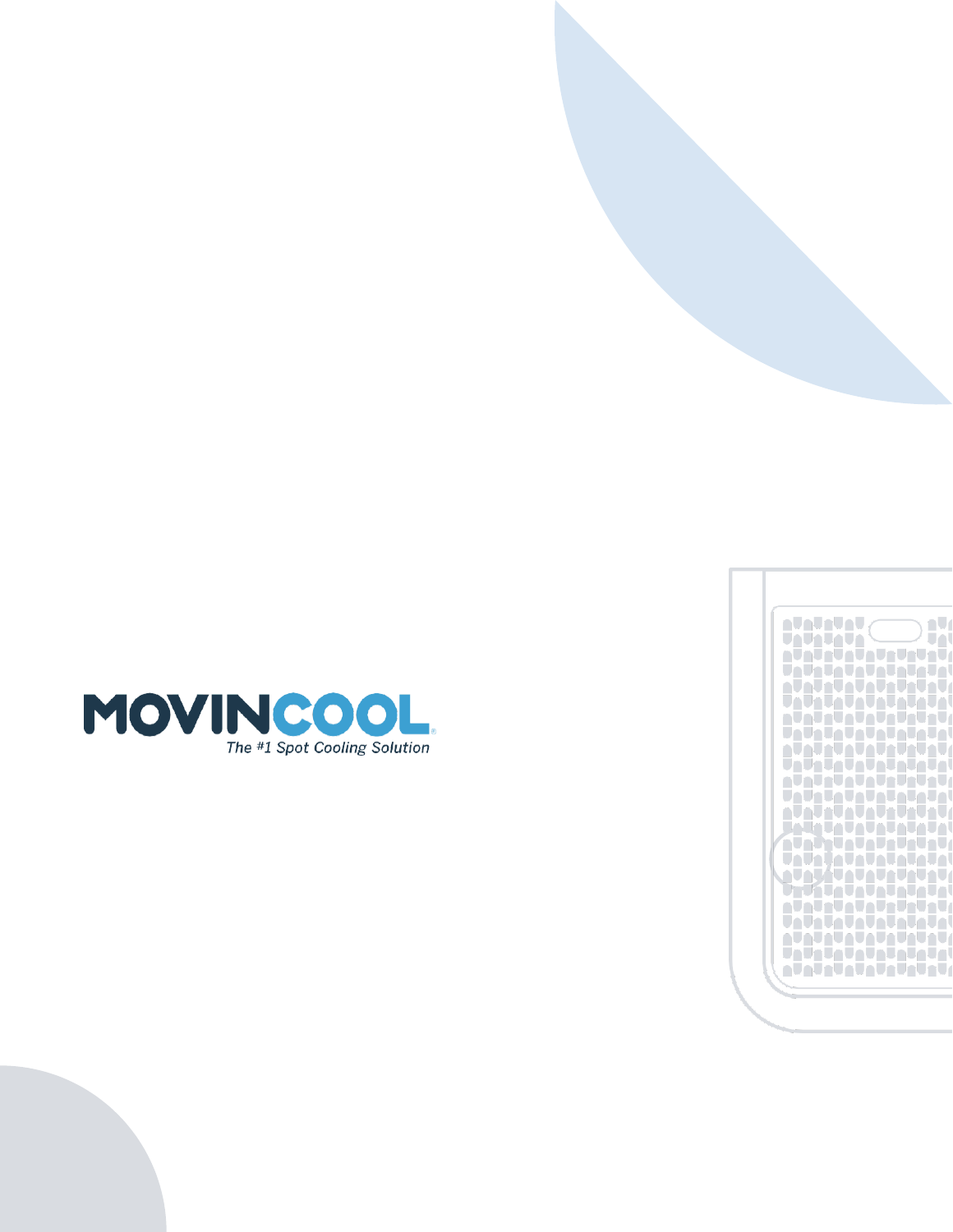MOVINCOOL®

*The #1 Spot Cooling Solution*